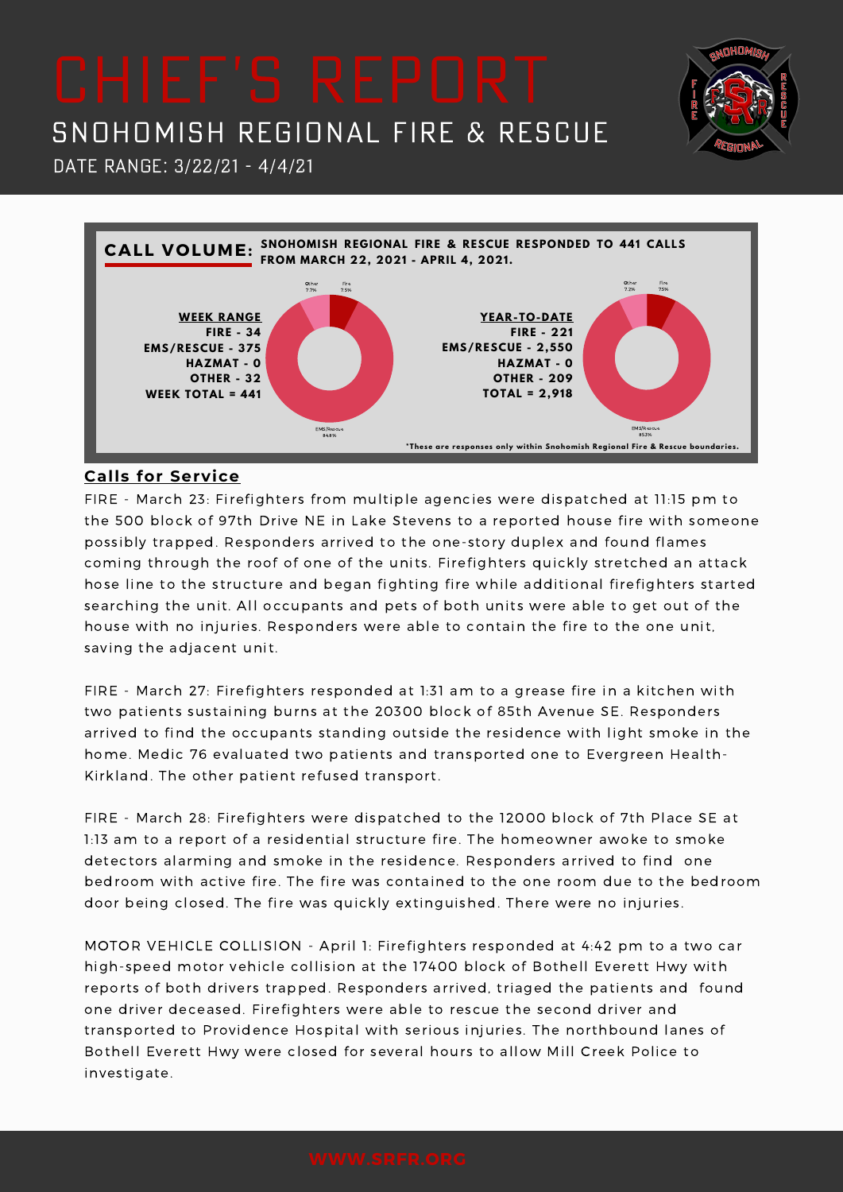# CHIEF'S REPORT

## SNOHOMISH REGIONAL FIRE & RESCUE

DATE RANGE: 3/22/21 - 4/4/21

**CALL VOLUME:** **SNOHOMISH REGIONAL FIRE & RESCUE RESPONDED TO 441 CALLS FROM MARCH 22, 2021 - APRIL 4, 2021.**

**WEEK RANGE**
**FIRE - 34**
**EMS/RESCUE - 375**
**HAZMAT - 0**
**OTHER - 32**
**WEEK TOTAL = 441**

Other 7.7%
Fire 7.5%
EMS/Rescue 84.8%

**YEAR-TO-DATE**
**FIRE - 221**
**EMS/RESCUE - 2,550**
**HAZMAT - 0**
**OTHER - 209**
**TOTAL = 2,918**

Other 7.2%
Fire 7.5%
EMS/Rescue 85.3%

*These are responses only within Snohomish Regional Fire & Rescue boundaries.

## Calls for Service

FIRE - March 23: Firefighters from multiple agencies were dispatched at 11:15 pm to the 500 block of 97th Drive NE in Lake Stevens to a reported house fire with someone possibly trapped. Responders arrived to the one-story duplex and found flames coming through the roof of one of the units. Firefighters quickly stretched an attack hose line to the structure and began fighting fire while additional firefighters started searching the unit. All occupants and pets of both units were able to get out of the house with no injuries. Responders were able to contain the fire to the one unit, saving the adjacent unit.

FIRE - March 27: Firefighters responded at 1:31 am to a grease fire in a kitchen with two patients sustaining burns at the 20300 block of 85th Avenue SE. Responders arrived to find the occupants standing outside the residence with light smoke in the home. Medic 76 evaluated two patients and transported one to Evergreen Health-Kirkland. The other patient refused transport.

FIRE - March 28: Firefighters were dispatched to the 12000 block of 7th Place SE at 1:13 am to a report of a residential structure fire. The homeowner awoke to smoke detectors alarming and smoke in the residence. Responders arrived to find one bedroom with active fire. The fire was contained to the one room due to the bedroom door being closed. The fire was quickly extinguished. There were no injuries.

MOTOR VEHICLE COLLISION - April 1: Firefighters responded at 4:42 pm to a two car high-speed motor vehicle collision at the 17400 block of Bothell Everett Hwy with reports of both drivers trapped. Responders arrived, triaged the patients and found one driver deceased. Firefighters were able to rescue the second driver and transported to Providence Hospital with serious injuries. The northbound lanes of Bothell Everett Hwy were closed for several hours to allow Mill Creek Police to investigate.

WWW.SRFR.ORG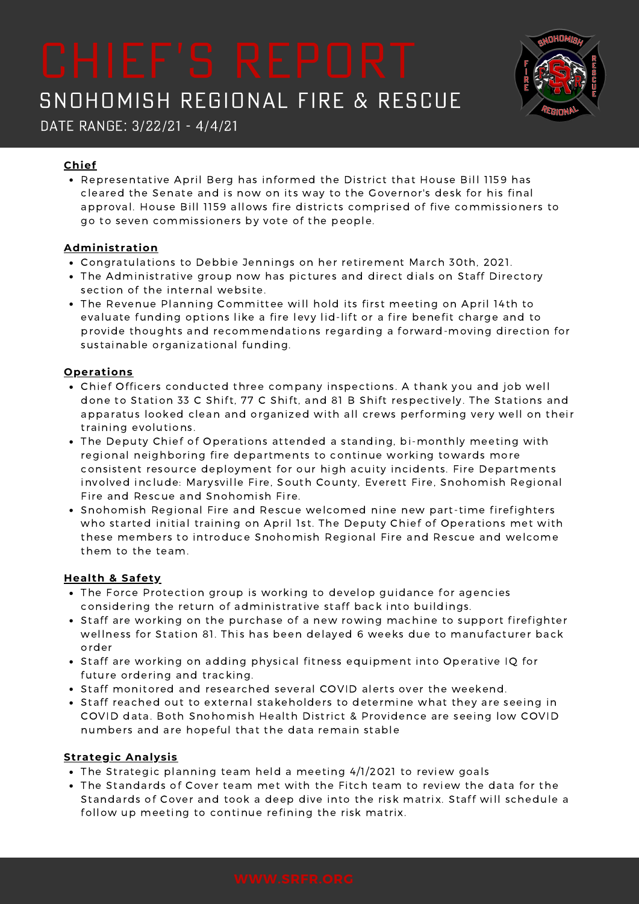# CHIEF'S REPORT

## SNOHOMISH REGIONAL FIRE & RESCUE

DATE RANGE: 3/22/21 - 4/4/21

**Chief**

- Representative April Berg has informed the District that House Bill 1159 has cleared the Senate and is now on its way to the Governor's desk for his final approval. House Bill 1159 allows fire districts comprised of five commissioners to go to seven commissioners by vote of the people.

**Administration**

- Congratulations to Debbie Jennings on her retirement March 30th, 2021.
- The Administrative group now has pictures and direct dials on Staff Directory section of the internal website.
- The Revenue Planning Committee will hold its first meeting on April 14th to evaluate funding options like a fire levy lid-lift or a fire benefit charge and to provide thoughts and recommendations regarding a forward-moving direction for sustainable organizational funding.

**Operations**

- Chief Officers conducted three company inspections. A thank you and job well done to Station 33 C Shift, 77 C Shift, and 81 B Shift respectively. The Stations and apparatus looked clean and organized with all crews performing very well on their training evolutions.
- The Deputy Chief of Operations attended a standing, bi-monthly meeting with regional neighboring fire departments to continue working towards more consistent resource deployment for our high acuity incidents. Fire Departments involved include: Marysville Fire, South County, Everett Fire, Snohomish Regional Fire and Rescue and Snohomish Fire.
- Snohomish Regional Fire and Rescue welcomed nine new part-time firefighters who started initial training on April 1st. The Deputy Chief of Operations met with these members to introduce Snohomish Regional Fire and Rescue and welcome them to the team.

**Health & Safety**

- The Force Protection group is working to develop guidance for agencies considering the return of administrative staff back into buildings.
- Staff are working on the purchase of a new rowing machine to support firefighter wellness for Station 81. This has been delayed 6 weeks due to manufacturer back order
- Staff are working on adding physical fitness equipment into Operative IQ for future ordering and tracking.
- Staff monitored and researched several COVID alerts over the weekend.
- Staff reached out to external stakeholders to determine what they are seeing in COVID data. Both Snohomish Health District & Providence are seeing low COVID numbers and are hopeful that the data remain stable

**Strategic Analysis**

- The Strategic planning team held a meeting 4/1/2021 to review goals
- The Standards of Cover team met with the Fitch team to review the data for the Standards of Cover and took a deep dive into the risk matrix. Staff will schedule a follow up meeting to continue refining the risk matrix.

WWW.SRFR.ORG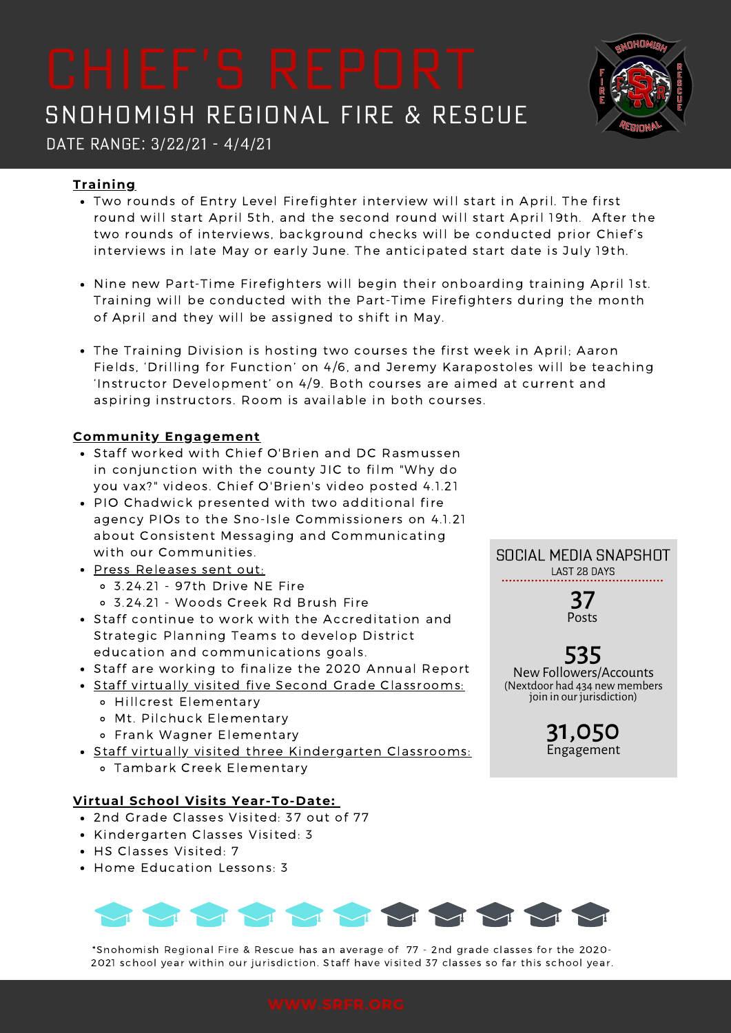# CHIEF'S REPORT

## SNOHOMISH REGIONAL FIRE & RESCUE

DATE RANGE: 3/22/21 - 4/4/21

**Training**

- Two rounds of Entry Level Firefighter interview will start in April. The first round will start April 5th, and the second round will start April 19th. After the two rounds of interviews, background checks will be conducted prior Chief's interviews in late May or early June. The anticipated start date is July 19th.
- Nine new Part-Time Firefighters will begin their onboarding training April 1st. Training will be conducted with the Part-Time Firefighters during the month of April and they will be assigned to shift in May.
- The Training Division is hosting two courses the first week in April; Aaron Fields, 'Drilling for Function' on 4/6, and Jeremy Karapostoles will be teaching 'Instructor Development' on 4/9. Both courses are aimed at current and aspiring instructors. Room is available in both courses.

**Community Engagement**

- Staff worked with Chief O'Brien and DC Rasmussen in conjunction with the county JIC to film "Why do you vax?" videos. Chief O'Brien's video posted 4.1.21
- PIO Chadwick presented with two additional fire agency PIOs to the Sno-Isle Commissioners on 4.1.21 about Consistent Messaging and Communicating with our Communities.
- Press Releases sent out:
  - 3.24.21 - 97th Drive NE Fire
  - 3.24.21 - Woods Creek Rd Brush Fire
- Staff continue to work with the Accreditation and Strategic Planning Teams to develop District education and communications goals.
- Staff are working to finalize the 2020 Annual Report
- Staff virtually visited five Second Grade Classrooms:
  - Hillcrest Elementary
  - Mt. Pilchuck Elementary
  - Frank Wagner Elementary
- Staff virtually visited three Kindergarten Classrooms:
  - Tambark Creek Elementary

**SOCIAL MEDIA SNAPSHOT**

LAST 28 DAYS

**37**
Posts

**535**
New Followers/Accounts
(Nextdoor had 434 new members join in our jurisdiction)

**31,050**
Engagement

**Virtual School Visits Year-To-Date:**

- 2nd Grade Classes Visited: 37 out of 77
- Kindergarten Classes Visited: 3
- HS Classes Visited: 7
- Home Education Lessons: 3

*Snohomish Regional Fire & Rescue has an average of 77 - 2nd grade classes for the 2020-2021 school year within our jurisdiction. Staff have visited 37 classes so far this school year.

WWW.SRFR.ORG